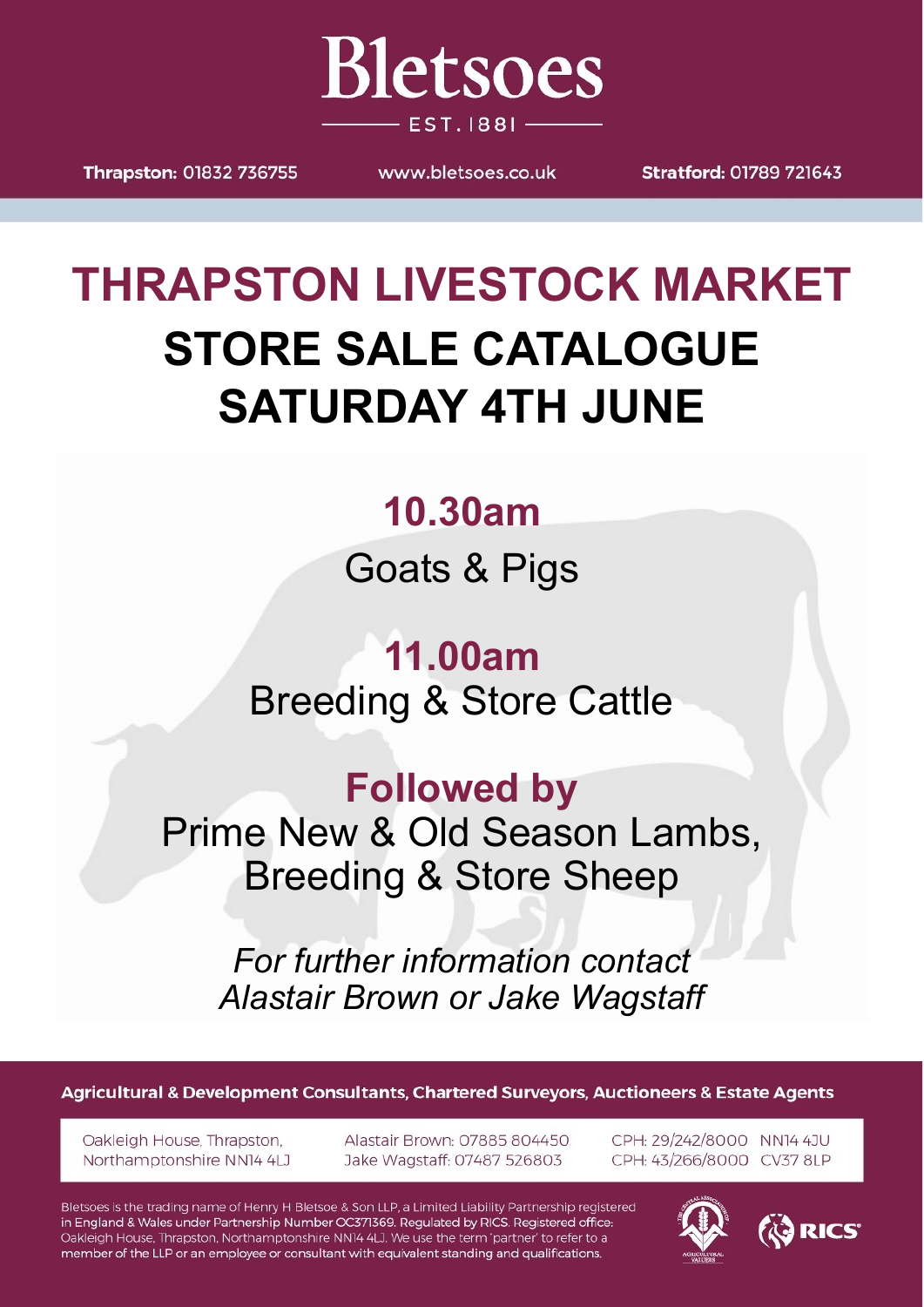# Bletsoes

EST. 1881

**Thrapston:** 01832 736755 www.bletsoes.co.uk **Stratford:** 01789 721643

# THRAPSTON LIVESTOCK MARKET

# STORE SALE CATALOGUE SATURDAY 4TH JUNE

## 10.30am

Goats & Pigs

## 11.00am

Breeding & Store Cattle

## Followed by

Prime New & Old Season Lambs, Breeding & Store Sheep

*For further information contact Alastair Brown or Jake Wagstaff*

**Agricultural & Development Consultants, Chartered Surveyors, Auctioneers & Estate Agents**

Oakleigh House, Thrapston, Northamptonshire NN14 4LJ

Alastair Brown: 07885 804450
Jake Wagstaff: 07487 526803

CPH: 29/242/8000 NN14 4JU
CPH: 43/266/8000 CV37 8LP

Bletsoes is the trading name of Henry H Bletsoe & Son LLP, a Limited Liability Partnership registered in England & Wales under Partnership Number OC371369. Regulated by RICS. Registered office: Oakleigh House, Thrapston, Northamptonshire NN14 4LJ. We use the term 'partner' to refer to a member of the LLP or an employee or consultant with equivalent standing and qualifications.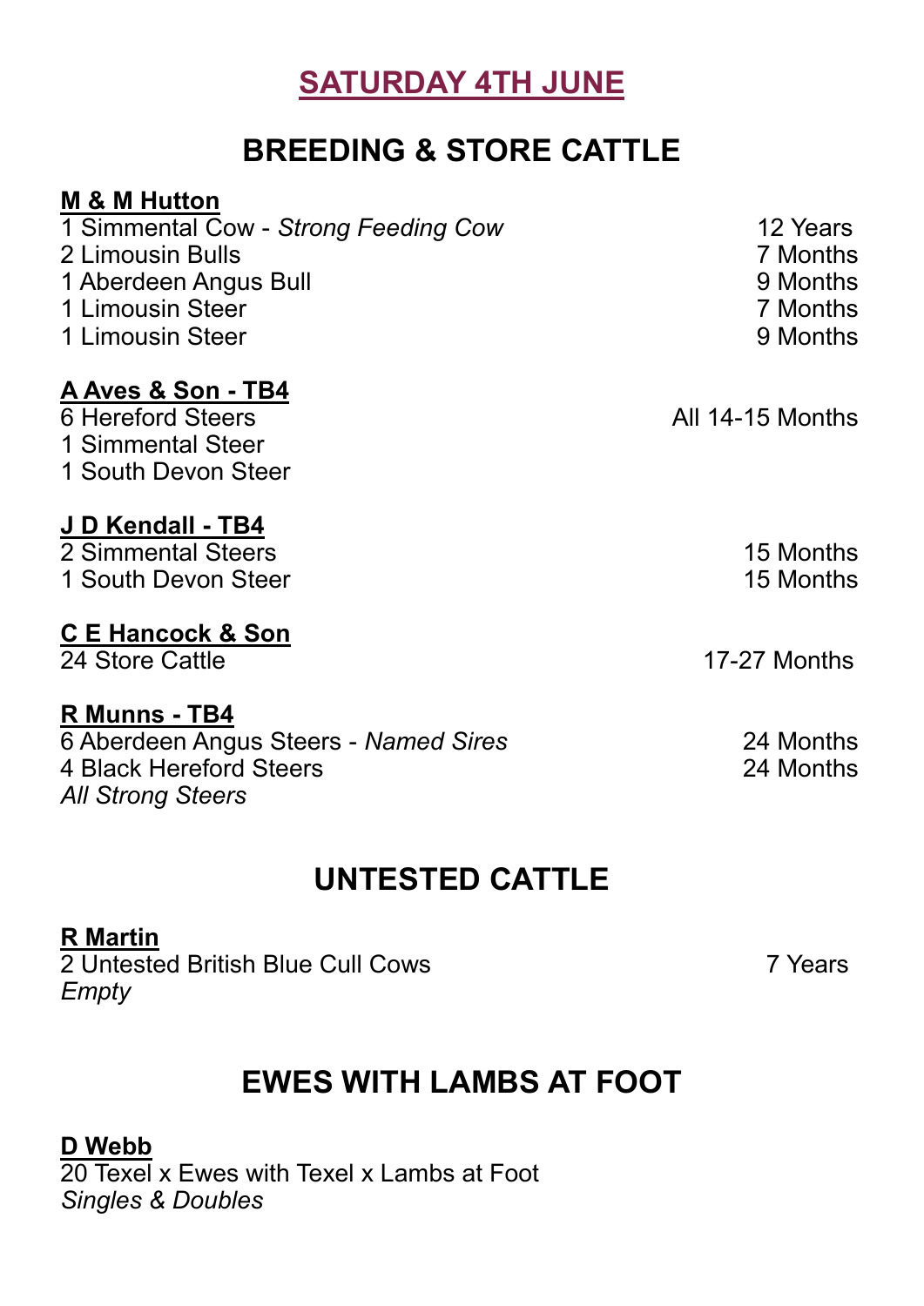# SATURDAY 4TH JUNE

## BREEDING & STORE CATTLE

**M & M Hutton**

| | |
|---|---|
| 1 Simmental Cow - *Strong Feeding Cow* | 12 Years |
| 2 Limousin Bulls | 7 Months |
| 1 Aberdeen Angus Bull | 9 Months |
| 1 Limousin Steer | 7 Months |
| 1 Limousin Steer | 9 Months |

**A Aves & Son - TB4**

| | |
|---|---|
| 6 Hereford Steers | All 14-15 Months |
| 1 Simmental Steer | |
| 1 South Devon Steer | |

**J D Kendall - TB4**

| | |
|---|---|
| 2 Simmental Steers | 15 Months |
| 1 South Devon Steer | 15 Months |

**C E Hancock & Son**

| | |
|---|---|
| 24 Store Cattle | 17-27 Months |

**R Munns - TB4**

| | |
|---|---|
| 6 Aberdeen Angus Steers - *Named Sires* | 24 Months |
| 4 Black Hereford Steers | 24 Months |

*All Strong Steers*

## UNTESTED CATTLE

**R Martin**

| | |
|---|---|
| 2 Untested British Blue Cull Cows | 7 Years |

*Empty*

## EWES WITH LAMBS AT FOOT

**D Webb**

20 Texel x Ewes with Texel x Lambs at Foot

*Singles & Doubles*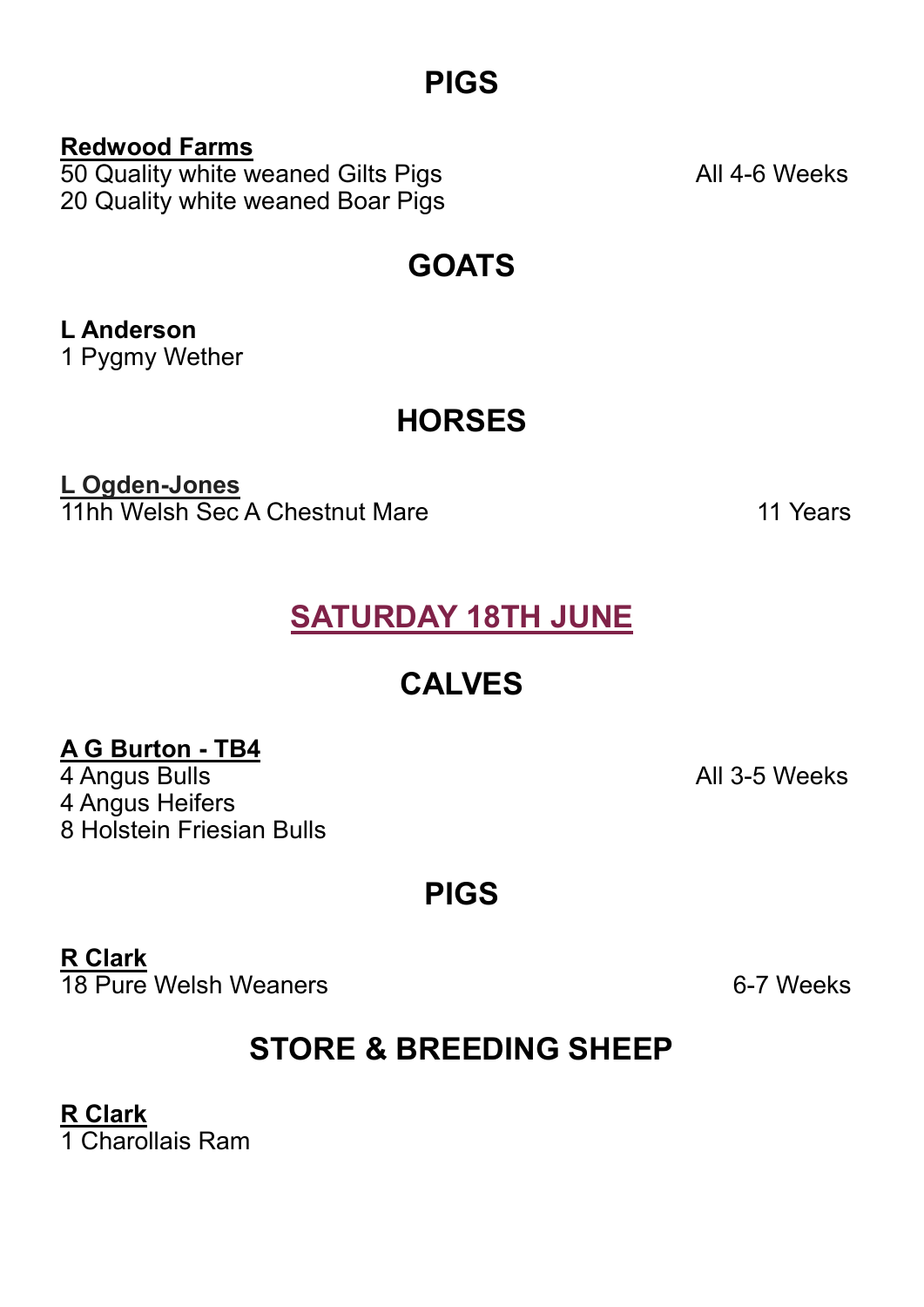## PIGS

**Redwood Farms**

50 Quality white weaned Gilts Pigs All 4-6 Weeks
20 Quality white weaned Boar Pigs

## GOATS

**L Anderson**

1 Pygmy Wether

## HORSES

**L Ogden-Jones**

11hh Welsh Sec A Chestnut Mare 11 Years

# SATURDAY 18TH JUNE

## CALVES

**A G Burton - TB4**

4 Angus Bulls All 3-5 Weeks
4 Angus Heifers
8 Holstein Friesian Bulls

## PIGS

**R Clark**

18 Pure Welsh Weaners 6-7 Weeks

## STORE & BREEDING SHEEP

**R Clark**

1 Charollais Ram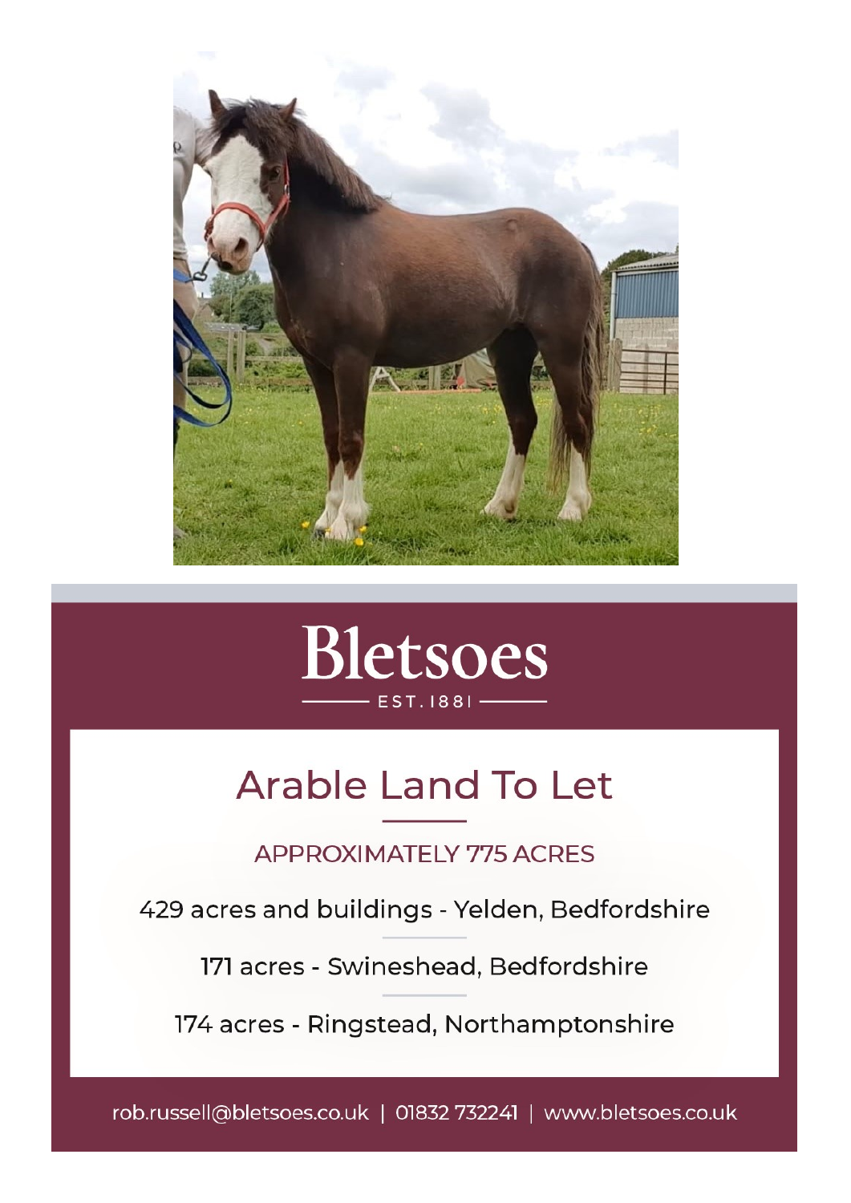# Bletsoes

EST. 1881

## Arable Land To Let

APPROXIMATELY 775 ACRES

429 acres and buildings - Yelden, Bedfordshire

171 acres - Swineshead, Bedfordshire

174 acres - Ringstead, Northamptonshire

rob.russell@bletsoes.co.uk | 01832 732241 | www.bletsoes.co.uk